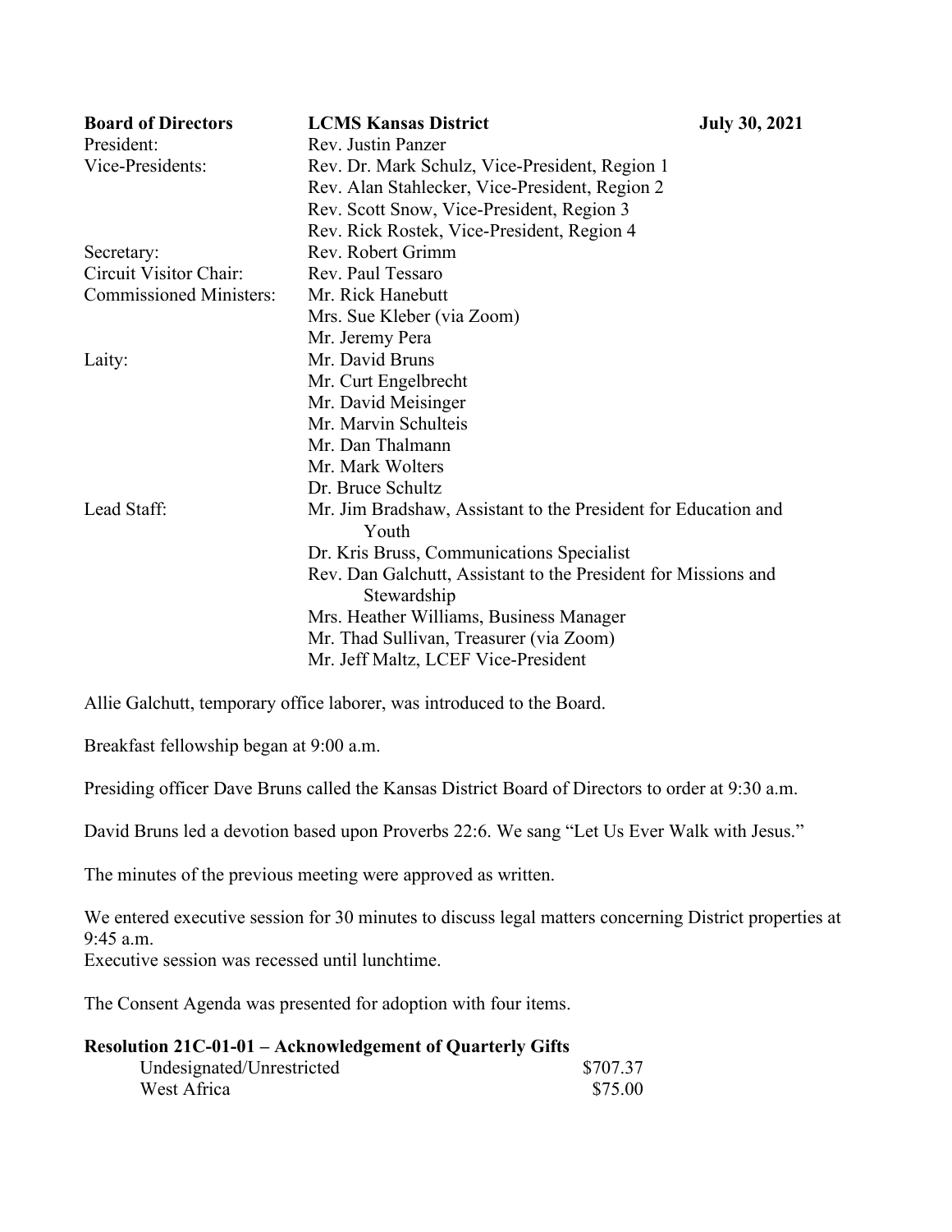**Board of Directors** **LCMS Kansas District** **July 30, 2021**

| | |
|---|---|
| President: | Rev. Justin Panzer |
| Vice-Presidents: | Rev. Dr. Mark Schulz, Vice-President, Region 1 |
| | Rev. Alan Stahlecker, Vice-President, Region 2 |
| | Rev. Scott Snow, Vice-President, Region 3 |
| | Rev. Rick Rostek, Vice-President, Region 4 |
| Secretary: | Rev. Robert Grimm |
| Circuit Visitor Chair: | Rev. Paul Tessaro |
| Commissioned Ministers: | Mr. Rick Hanebutt |
| | Mrs. Sue Kleber (via Zoom) |
| | Mr. Jeremy Pera |
| Laity: | Mr. David Bruns |
| | Mr. Curt Engelbrecht |
| | Mr. David Meisinger |
| | Mr. Marvin Schulteis |
| | Mr. Dan Thalmann |
| | Mr. Mark Wolters |
| | Dr. Bruce Schultz |
| Lead Staff: | Mr. Jim Bradshaw, Assistant to the President for Education and Youth |
| | Dr. Kris Bruss, Communications Specialist |
| | Rev. Dan Galchutt, Assistant to the President for Missions and Stewardship |
| | Mrs. Heather Williams, Business Manager |
| | Mr. Thad Sullivan, Treasurer (via Zoom) |
| | Mr. Jeff Maltz, LCEF Vice-President |

Allie Galchutt, temporary office laborer, was introduced to the Board.

Breakfast fellowship began at 9:00 a.m.

Presiding officer Dave Bruns called the Kansas District Board of Directors to order at 9:30 a.m.

David Bruns led a devotion based upon Proverbs 22:6. We sang "Let Us Ever Walk with Jesus."

The minutes of the previous meeting were approved as written.

We entered executive session for 30 minutes to discuss legal matters concerning District properties at 9:45 a.m.
Executive session was recessed until lunchtime.

The Consent Agenda was presented for adoption with four items.

**Resolution 21C-01-01 – Acknowledgement of Quarterly Gifts**

| | |
|---|---|
| Undesignated/Unrestricted | $707.37 |
| West Africa | $75.00 |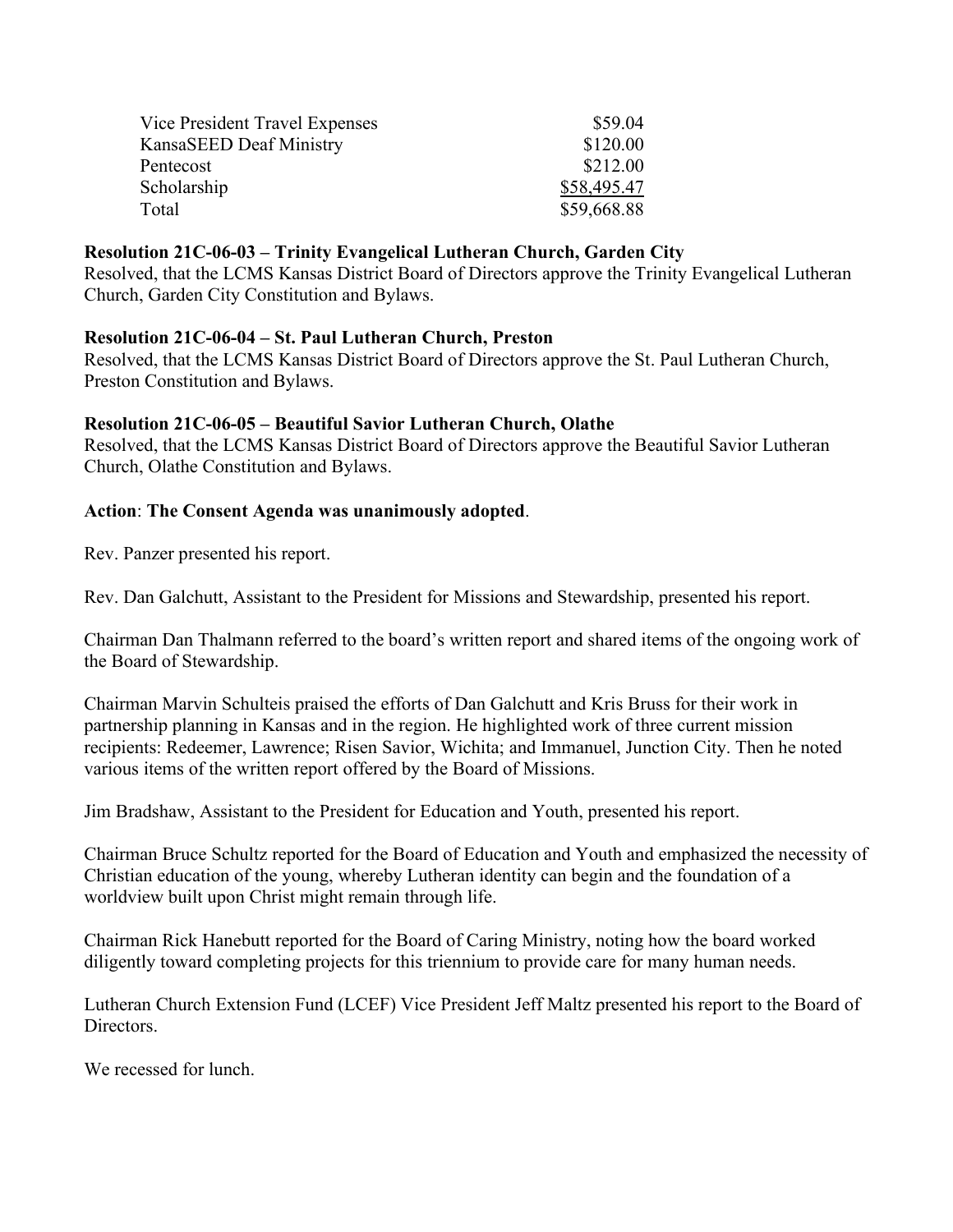| | |
|---|---|
| Vice President Travel Expenses | $59.04 |
| KansaSEED Deaf Ministry | $120.00 |
| Pentecost | $212.00 |
| Scholarship | $58,495.47 |
| Total | $59,668.88 |

**Resolution 21C-06-03 – Trinity Evangelical Lutheran Church, Garden City**
Resolved, that the LCMS Kansas District Board of Directors approve the Trinity Evangelical Lutheran Church, Garden City Constitution and Bylaws.

**Resolution 21C-06-04 – St. Paul Lutheran Church, Preston**
Resolved, that the LCMS Kansas District Board of Directors approve the St. Paul Lutheran Church, Preston Constitution and Bylaws.

**Resolution 21C-06-05 – Beautiful Savior Lutheran Church, Olathe**
Resolved, that the LCMS Kansas District Board of Directors approve the Beautiful Savior Lutheran Church, Olathe Constitution and Bylaws.

**Action**: **The Consent Agenda was unanimously adopted**.

Rev. Panzer presented his report.

Rev. Dan Galchutt, Assistant to the President for Missions and Stewardship, presented his report.

Chairman Dan Thalmann referred to the board's written report and shared items of the ongoing work of the Board of Stewardship.

Chairman Marvin Schulteis praised the efforts of Dan Galchutt and Kris Bruss for their work in partnership planning in Kansas and in the region. He highlighted work of three current mission recipients: Redeemer, Lawrence; Risen Savior, Wichita; and Immanuel, Junction City. Then he noted various items of the written report offered by the Board of Missions.

Jim Bradshaw, Assistant to the President for Education and Youth, presented his report.

Chairman Bruce Schultz reported for the Board of Education and Youth and emphasized the necessity of Christian education of the young, whereby Lutheran identity can begin and the foundation of a worldview built upon Christ might remain through life.

Chairman Rick Hanebutt reported for the Board of Caring Ministry, noting how the board worked diligently toward completing projects for this triennium to provide care for many human needs.

Lutheran Church Extension Fund (LCEF) Vice President Jeff Maltz presented his report to the Board of Directors.

We recessed for lunch.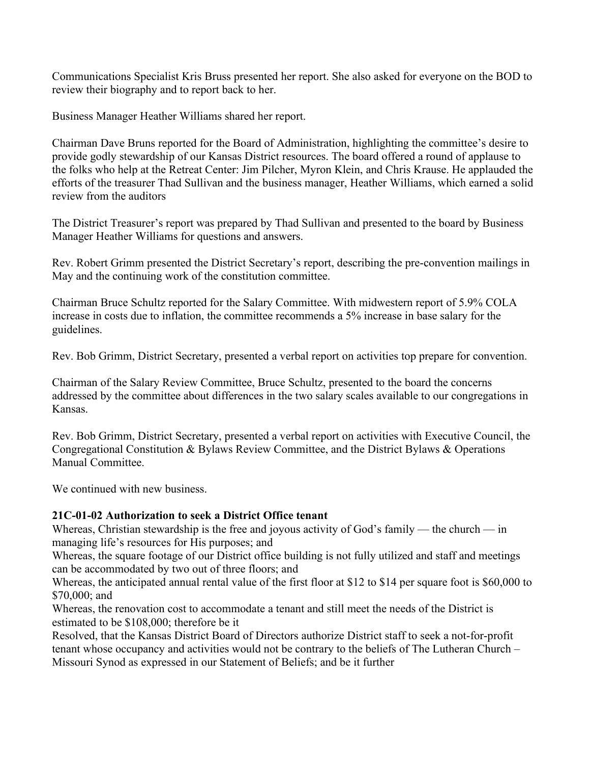Communications Specialist Kris Bruss presented her report. She also asked for everyone on the BOD to review their biography and to report back to her.

Business Manager Heather Williams shared her report.

Chairman Dave Bruns reported for the Board of Administration, highlighting the committee's desire to provide godly stewardship of our Kansas District resources. The board offered a round of applause to the folks who help at the Retreat Center: Jim Pilcher, Myron Klein, and Chris Krause. He applauded the efforts of the treasurer Thad Sullivan and the business manager, Heather Williams, which earned a solid review from the auditors

The District Treasurer's report was prepared by Thad Sullivan and presented to the board by Business Manager Heather Williams for questions and answers.

Rev. Robert Grimm presented the District Secretary's report, describing the pre-convention mailings in May and the continuing work of the constitution committee.

Chairman Bruce Schultz reported for the Salary Committee. With midwestern report of 5.9% COLA increase in costs due to inflation, the committee recommends a 5% increase in base salary for the guidelines.

Rev. Bob Grimm, District Secretary, presented a verbal report on activities top prepare for convention.

Chairman of the Salary Review Committee, Bruce Schultz, presented to the board the concerns addressed by the committee about differences in the two salary scales available to our congregations in Kansas.

Rev. Bob Grimm, District Secretary, presented a verbal report on activities with Executive Council, the Congregational Constitution & Bylaws Review Committee, and the District Bylaws & Operations Manual Committee.

We continued with new business.

**21C-01-02 Authorization to seek a District Office tenant**
Whereas, Christian stewardship is the free and joyous activity of God's family — the church — in managing life's resources for His purposes; and
Whereas, the square footage of our District office building is not fully utilized and staff and meetings can be accommodated by two out of three floors; and
Whereas, the anticipated annual rental value of the first floor at $12 to $14 per square foot is $60,000 to $70,000; and
Whereas, the renovation cost to accommodate a tenant and still meet the needs of the District is estimated to be $108,000; therefore be it
Resolved, that the Kansas District Board of Directors authorize District staff to seek a not-for-profit tenant whose occupancy and activities would not be contrary to the beliefs of The Lutheran Church – Missouri Synod as expressed in our Statement of Beliefs; and be it further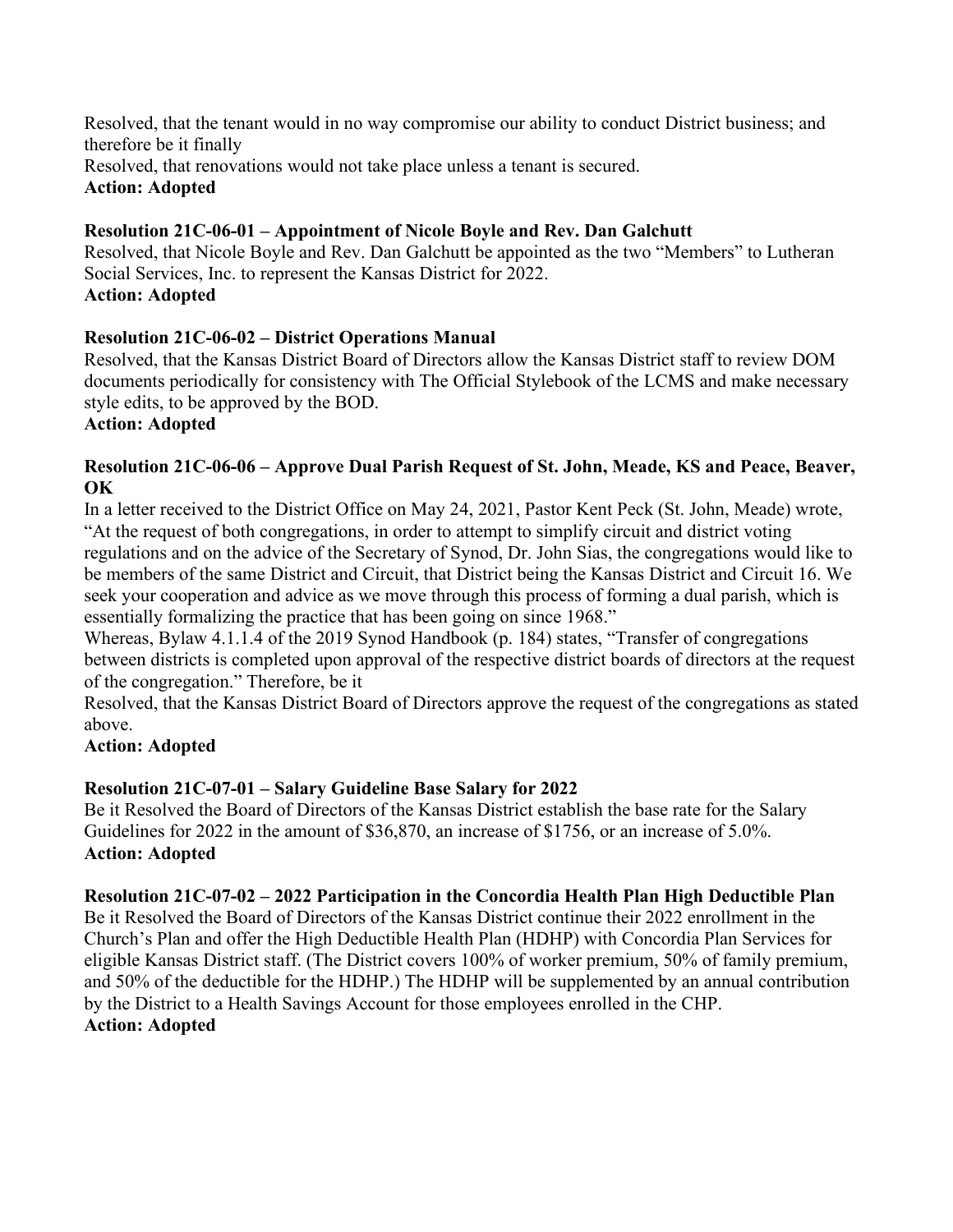Resolved, that the tenant would in no way compromise our ability to conduct District business; and therefore be it finally

Resolved, that renovations would not take place unless a tenant is secured.

**Action: Adopted**

**Resolution 21C-06-01 – Appointment of Nicole Boyle and Rev. Dan Galchutt**

Resolved, that Nicole Boyle and Rev. Dan Galchutt be appointed as the two "Members" to Lutheran Social Services, Inc. to represent the Kansas District for 2022.

**Action: Adopted**

**Resolution 21C-06-02 – District Operations Manual**

Resolved, that the Kansas District Board of Directors allow the Kansas District staff to review DOM documents periodically for consistency with The Official Stylebook of the LCMS and make necessary style edits, to be approved by the BOD.

**Action: Adopted**

**Resolution 21C-06-06 – Approve Dual Parish Request of St. John, Meade, KS and Peace, Beaver, OK**

In a letter received to the District Office on May 24, 2021, Pastor Kent Peck (St. John, Meade) wrote, "At the request of both congregations, in order to attempt to simplify circuit and district voting regulations and on the advice of the Secretary of Synod, Dr. John Sias, the congregations would like to be members of the same District and Circuit, that District being the Kansas District and Circuit 16. We seek your cooperation and advice as we move through this process of forming a dual parish, which is essentially formalizing the practice that has been going on since 1968."

Whereas, Bylaw 4.1.1.4 of the 2019 Synod Handbook (p. 184) states, "Transfer of congregations between districts is completed upon approval of the respective district boards of directors at the request of the congregation." Therefore, be it

Resolved, that the Kansas District Board of Directors approve the request of the congregations as stated above.

**Action: Adopted**

**Resolution 21C-07-01 – Salary Guideline Base Salary for 2022**

Be it Resolved the Board of Directors of the Kansas District establish the base rate for the Salary Guidelines for 2022 in the amount of $36,870, an increase of $1756, or an increase of 5.0%.

**Action: Adopted**

**Resolution 21C-07-02 – 2022 Participation in the Concordia Health Plan High Deductible Plan**

Be it Resolved the Board of Directors of the Kansas District continue their 2022 enrollment in the Church's Plan and offer the High Deductible Health Plan (HDHP) with Concordia Plan Services for eligible Kansas District staff. (The District covers 100% of worker premium, 50% of family premium, and 50% of the deductible for the HDHP.) The HDHP will be supplemented by an annual contribution by the District to a Health Savings Account for those employees enrolled in the CHP.

**Action: Adopted**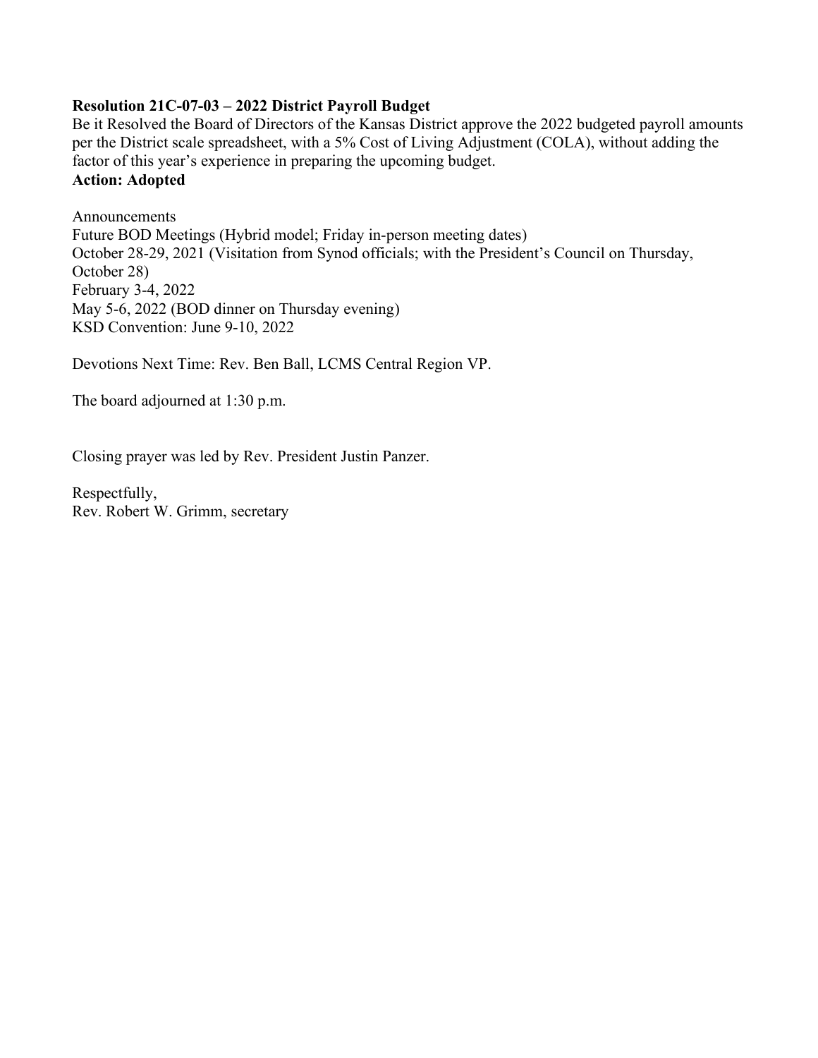**Resolution 21C-07-03 – 2022 District Payroll Budget**
Be it Resolved the Board of Directors of the Kansas District approve the 2022 budgeted payroll amounts per the District scale spreadsheet, with a 5% Cost of Living Adjustment (COLA), without adding the factor of this year's experience in preparing the upcoming budget.
**Action: Adopted**

Announcements
Future BOD Meetings (Hybrid model; Friday in-person meeting dates)
October 28-29, 2021 (Visitation from Synod officials; with the President's Council on Thursday, October 28)
February 3-4, 2022
May 5-6, 2022 (BOD dinner on Thursday evening)
KSD Convention: June 9-10, 2022

Devotions Next Time: Rev. Ben Ball, LCMS Central Region VP.

The board adjourned at 1:30 p.m.

Closing prayer was led by Rev. President Justin Panzer.

Respectfully,
Rev. Robert W. Grimm, secretary